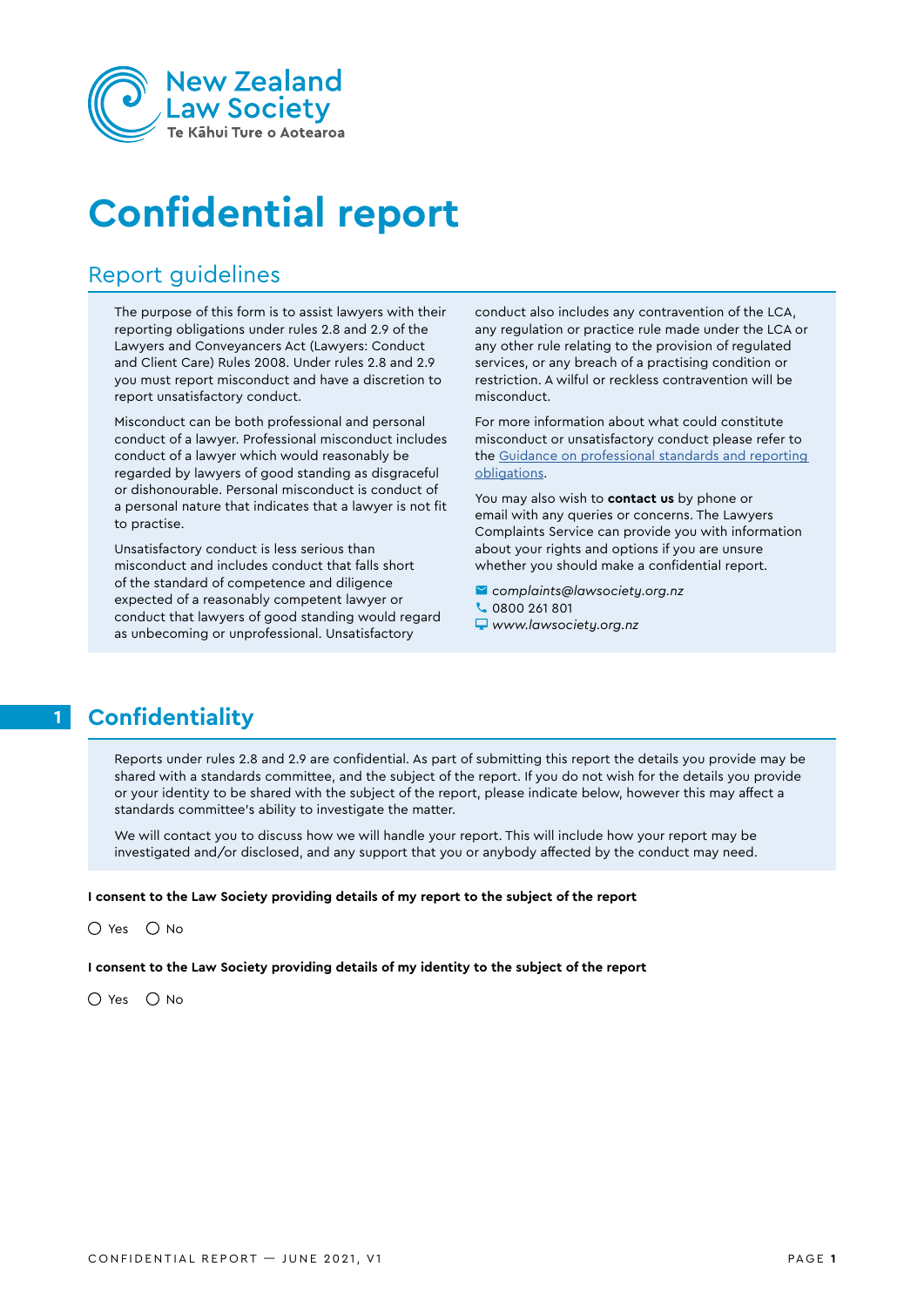New Zealand Law Society
Te Kāhui Ture o Aotearoa

# Confidential report

## Report guidelines

The purpose of this form is to assist lawyers with their reporting obligations under rules 2.8 and 2.9 of the Lawyers and Conveyancers Act (Lawyers: Conduct and Client Care) Rules 2008. Under rules 2.8 and 2.9 you must report misconduct and have a discretion to report unsatisfactory conduct.

Misconduct can be both professional and personal conduct of a lawyer. Professional misconduct includes conduct of a lawyer which would reasonably be regarded by lawyers of good standing as disgraceful or dishonourable. Personal misconduct is conduct of a personal nature that indicates that a lawyer is not fit to practise.

Unsatisfactory conduct is less serious than misconduct and includes conduct that falls short of the standard of competence and diligence expected of a reasonably competent lawyer or conduct that lawyers of good standing would regard as unbecoming or unprofessional. Unsatisfactory conduct also includes any contravention of the LCA, any regulation or practice rule made under the LCA or any other rule relating to the provision of regulated services, or any breach of a practising condition or restriction. A wilful or reckless contravention will be misconduct.

For more information about what could constitute misconduct or unsatisfactory conduct please refer to the Guidance on professional standards and reporting obligations.

You may also wish to **contact us** by phone or email with any queries or concerns. The Lawyers Complaints Service can provide you with information about your rights and options if you are unsure whether you should make a confidential report.

- *complaints@lawsociety.org.nz*
- 0800 261 801
- *www.lawsociety.org.nz*

## 1 Confidentiality

Reports under rules 2.8 and 2.9 are confidential. As part of submitting this report the details you provide may be shared with a standards committee, and the subject of the report. If you do not wish for the details you provide or your identity to be shared with the subject of the report, please indicate below, however this may affect a standards committee's ability to investigate the matter.

We will contact you to discuss how we will handle your report. This will include how your report may be investigated and/or disclosed, and any support that you or anybody affected by the conduct may need.

**I consent to the Law Society providing details of my report to the subject of the report**

○ Yes ○ No

**I consent to the Law Society providing details of my identity to the subject of the report**

○ Yes ○ No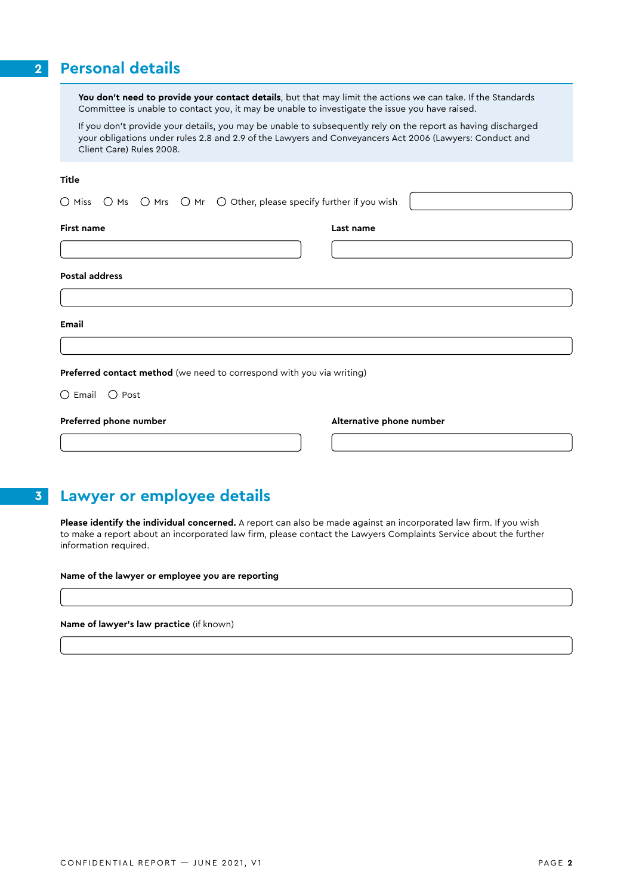## 2 Personal details

**You don't need to provide your contact details**, but that may limit the actions we can take. If the Standards Committee is unable to contact you, it may be unable to investigate the issue you have raised.

If you don't provide your details, you may be unable to subsequently rely on the report as having discharged your obligations under rules 2.8 and 2.9 of the Lawyers and Conveyancers Act 2006 (Lawyers: Conduct and Client Care) Rules 2008.

**Title**

○ Miss ○ Ms ○ Mrs ○ Mr ○ Other, please specify further if you wish

**First name**

**Last name**

**Postal address**

**Email**

**Preferred contact method** (we need to correspond with you via writing)

○ Email ○ Post

**Preferred phone number**

**Alternative phone number**

## 3 Lawyer or employee details

**Please identify the individual concerned.** A report can also be made against an incorporated law firm. If you wish to make a report about an incorporated law firm, please contact the Lawyers Complaints Service about the further information required.

**Name of the lawyer or employee you are reporting**

**Name of lawyer's law practice** (if known)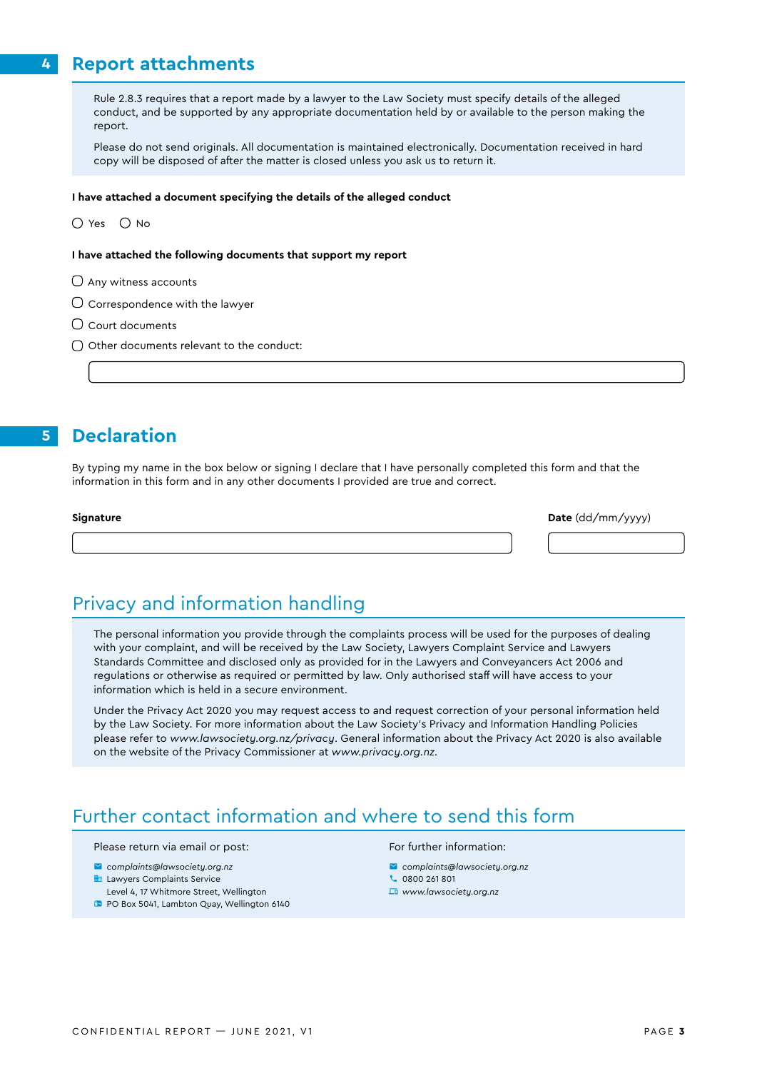## 4 Report attachments

Rule 2.8.3 requires that a report made by a lawyer to the Law Society must specify details of the alleged conduct, and be supported by any appropriate documentation held by or available to the person making the report.

Please do not send originals. All documentation is maintained electronically. Documentation received in hard copy will be disposed of after the matter is closed unless you ask us to return it.

**I have attached a document specifying the details of the alleged conduct**

○ Yes ○ No

**I have attached the following documents that support my report**

- ☐ Any witness accounts
- ☐ Correspondence with the lawyer
- ☐ Court documents
- ☐ Other documents relevant to the conduct:

## 5 Declaration

By typing my name in the box below or signing I declare that I have personally completed this form and that the information in this form and in any other documents I provided are true and correct.

**Signature**

**Date** (dd/mm/yyyy)

## Privacy and information handling

The personal information you provide through the complaints process will be used for the purposes of dealing with your complaint, and will be received by the Law Society, Lawyers Complaint Service and Lawyers Standards Committee and disclosed only as provided for in the Lawyers and Conveyancers Act 2006 and regulations or otherwise as required or permitted by law. Only authorised staff will have access to your information which is held in a secure environment.

Under the Privacy Act 2020 you may request access to and request correction of your personal information held by the Law Society. For more information about the Law Society's Privacy and Information Handling Policies please refer to *www.lawsociety.org.nz/privacy*. General information about the Privacy Act 2020 is also available on the website of the Privacy Commissioner at *www.privacy.org.nz*.

## Further contact information and where to send this form

Please return via email or post:

- *complaints@lawsociety.org.nz*
- Lawyers Complaints Service
  Level 4, 17 Whitmore Street, Wellington
- PO Box 5041, Lambton Quay, Wellington 6140

For further information:

- *complaints@lawsociety.org.nz*
- 0800 261 801
- *www.lawsociety.org.nz*